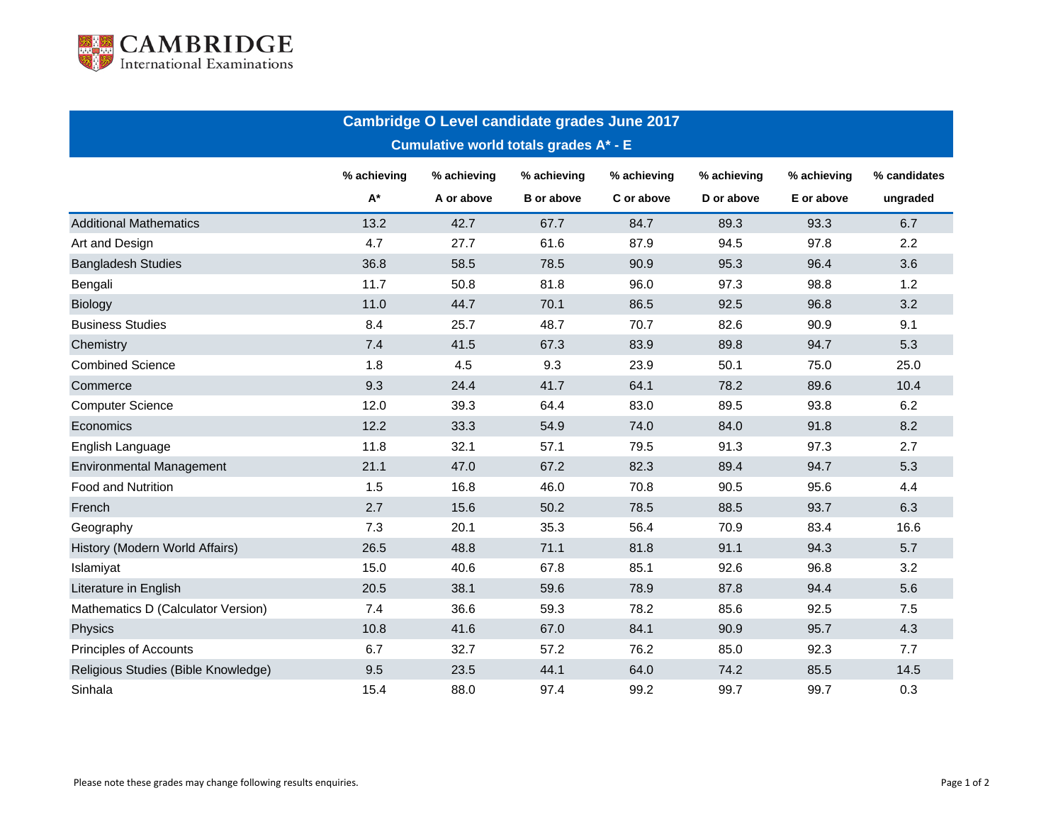CAMBRIDGE
International Examinations

## Cambridge O Level candidate grades June 2017

### Cumulative world totals grades A* - E

| | % achieving A* | % achieving A or above | % achieving B or above | % achieving C or above | % achieving D or above | % achieving E or above | % candidates ungraded |
|---|---|---|---|---|---|---|---|
| Additional Mathematics | 13.2 | 42.7 | 67.7 | 84.7 | 89.3 | 93.3 | 6.7 |
| Art and Design | 4.7 | 27.7 | 61.6 | 87.9 | 94.5 | 97.8 | 2.2 |
| Bangladesh Studies | 36.8 | 58.5 | 78.5 | 90.9 | 95.3 | 96.4 | 3.6 |
| Bengali | 11.7 | 50.8 | 81.8 | 96.0 | 97.3 | 98.8 | 1.2 |
| Biology | 11.0 | 44.7 | 70.1 | 86.5 | 92.5 | 96.8 | 3.2 |
| Business Studies | 8.4 | 25.7 | 48.7 | 70.7 | 82.6 | 90.9 | 9.1 |
| Chemistry | 7.4 | 41.5 | 67.3 | 83.9 | 89.8 | 94.7 | 5.3 |
| Combined Science | 1.8 | 4.5 | 9.3 | 23.9 | 50.1 | 75.0 | 25.0 |
| Commerce | 9.3 | 24.4 | 41.7 | 64.1 | 78.2 | 89.6 | 10.4 |
| Computer Science | 12.0 | 39.3 | 64.4 | 83.0 | 89.5 | 93.8 | 6.2 |
| Economics | 12.2 | 33.3 | 54.9 | 74.0 | 84.0 | 91.8 | 8.2 |
| English Language | 11.8 | 32.1 | 57.1 | 79.5 | 91.3 | 97.3 | 2.7 |
| Environmental Management | 21.1 | 47.0 | 67.2 | 82.3 | 89.4 | 94.7 | 5.3 |
| Food and Nutrition | 1.5 | 16.8 | 46.0 | 70.8 | 90.5 | 95.6 | 4.4 |
| French | 2.7 | 15.6 | 50.2 | 78.5 | 88.5 | 93.7 | 6.3 |
| Geography | 7.3 | 20.1 | 35.3 | 56.4 | 70.9 | 83.4 | 16.6 |
| History (Modern World Affairs) | 26.5 | 48.8 | 71.1 | 81.8 | 91.1 | 94.3 | 5.7 |
| Islamiyat | 15.0 | 40.6 | 67.8 | 85.1 | 92.6 | 96.8 | 3.2 |
| Literature in English | 20.5 | 38.1 | 59.6 | 78.9 | 87.8 | 94.4 | 5.6 |
| Mathematics D (Calculator Version) | 7.4 | 36.6 | 59.3 | 78.2 | 85.6 | 92.5 | 7.5 |
| Physics | 10.8 | 41.6 | 67.0 | 84.1 | 90.9 | 95.7 | 4.3 |
| Principles of Accounts | 6.7 | 32.7 | 57.2 | 76.2 | 85.0 | 92.3 | 7.7 |
| Religious Studies (Bible Knowledge) | 9.5 | 23.5 | 44.1 | 64.0 | 74.2 | 85.5 | 14.5 |
| Sinhala | 15.4 | 88.0 | 97.4 | 99.2 | 99.7 | 99.7 | 0.3 |

Please note these grades may change following results enquiries.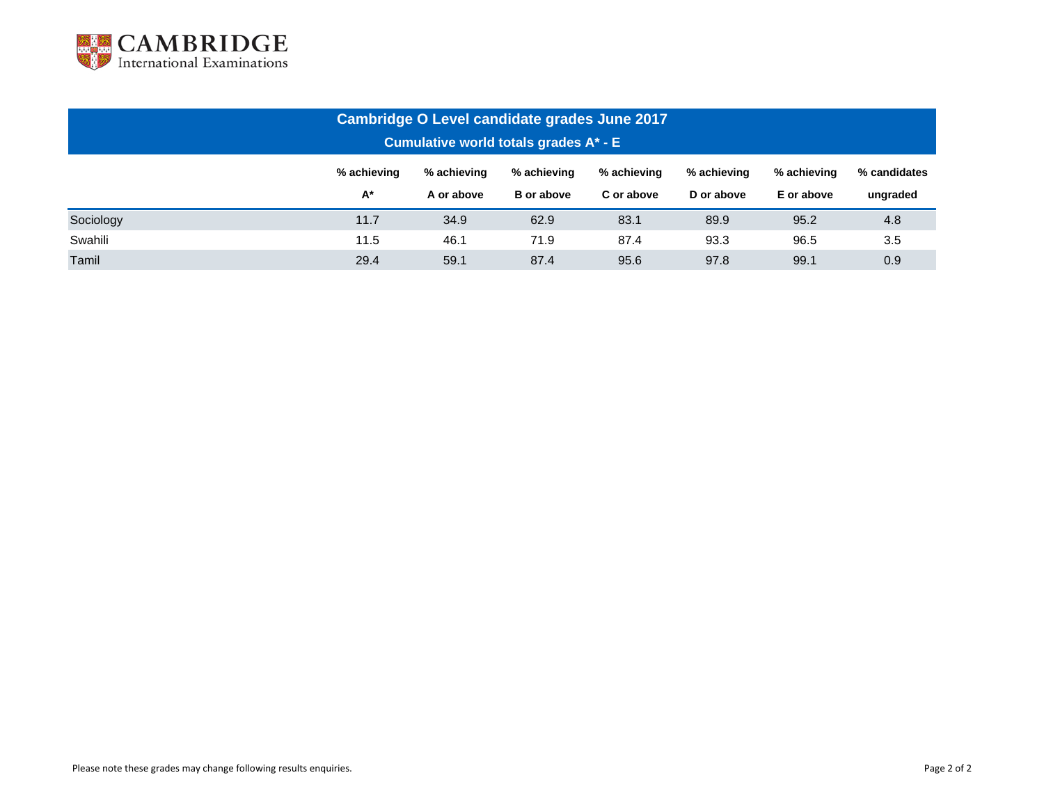# Cambridge O Level candidate grades June 2017

## Cumulative world totals grades A* - E

| | % achieving A* | % achieving A or above | % achieving B or above | % achieving C or above | % achieving D or above | % achieving E or above | % candidates ungraded |
|---|---|---|---|---|---|---|---|
| Sociology | 11.7 | 34.9 | 62.9 | 83.1 | 89.9 | 95.2 | 4.8 |
| Swahili | 11.5 | 46.1 | 71.9 | 87.4 | 93.3 | 96.5 | 3.5 |
| Tamil | 29.4 | 59.1 | 87.4 | 95.6 | 97.8 | 99.1 | 0.9 |

Please note these grades may change following results enquiries.